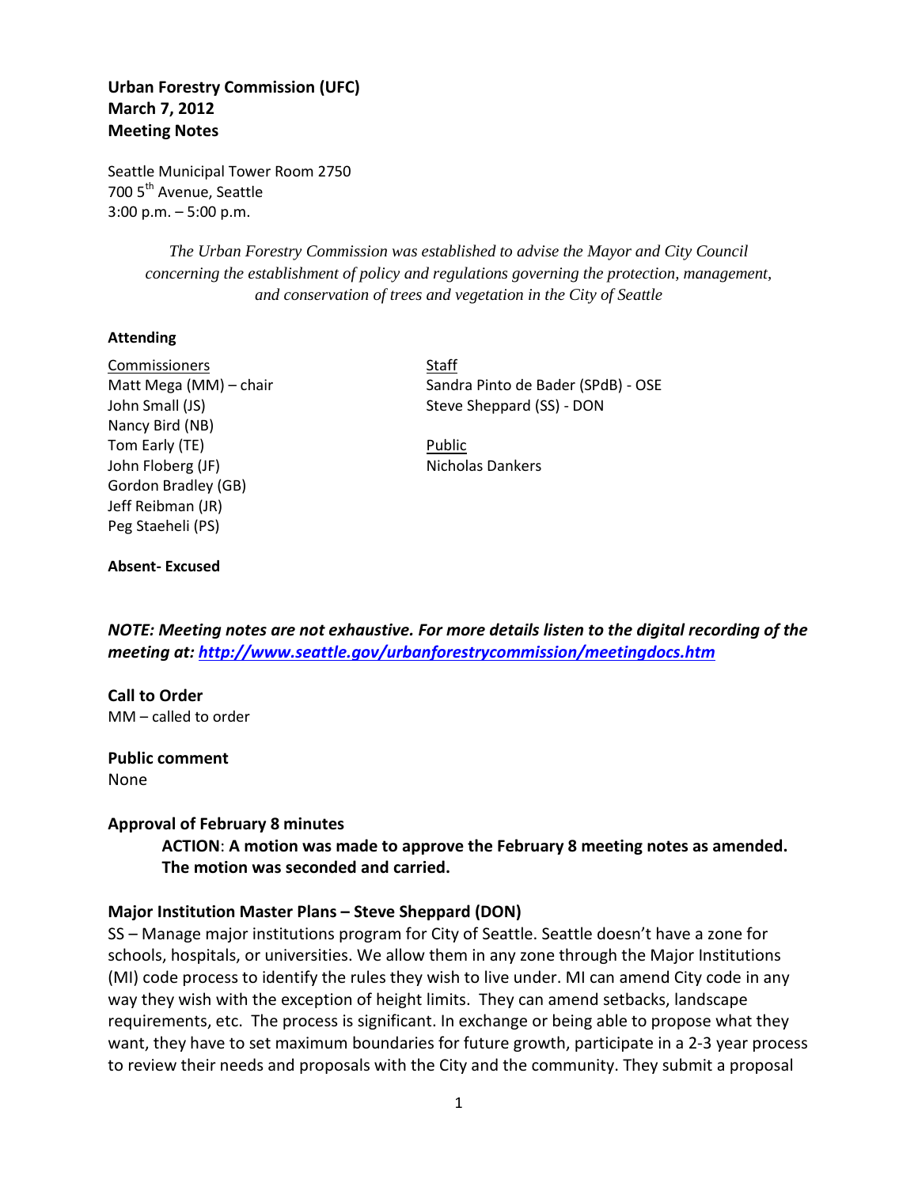**Urban Forestry Commission (UFC)**
**March 7, 2012**
**Meeting Notes**

Seattle Municipal Tower Room 2750
700 5th Avenue, Seattle
3:00 p.m. – 5:00 p.m.

*The Urban Forestry Commission was established to advise the Mayor and City Council concerning the establishment of policy and regulations governing the protection, management, and conservation of trees and vegetation in the City of Seattle*

**Attending**

Commissioners
Matt Mega (MM) – chair
John Small (JS)
Nancy Bird (NB)
Tom Early (TE)
John Floberg (JF)
Gordon Bradley (GB)
Jeff Reibman (JR)
Peg Staeheli (PS)

Staff
Sandra Pinto de Bader (SPdB) - OSE
Steve Sheppard (SS) - DON

Public
Nicholas Dankers

**Absent- Excused**

***NOTE: Meeting notes are not exhaustive. For more details listen to the digital recording of the meeting at: http://www.seattle.gov/urbanforestrycommission/meetingdocs.htm***

**Call to Order**
MM – called to order

**Public comment**
None

**Approval of February 8 minutes**

> **ACTION**: **A motion was made to approve the February 8 meeting notes as amended. The motion was seconded and carried.**

**Major Institution Master Plans – Steve Sheppard (DON)**
SS – Manage major institutions program for City of Seattle. Seattle doesn't have a zone for schools, hospitals, or universities. We allow them in any zone through the Major Institutions (MI) code process to identify the rules they wish to live under. MI can amend City code in any way they wish with the exception of height limits. They can amend setbacks, landscape requirements, etc. The process is significant. In exchange or being able to propose what they want, they have to set maximum boundaries for future growth, participate in a 2-3 year process to review their needs and proposals with the City and the community. They submit a proposal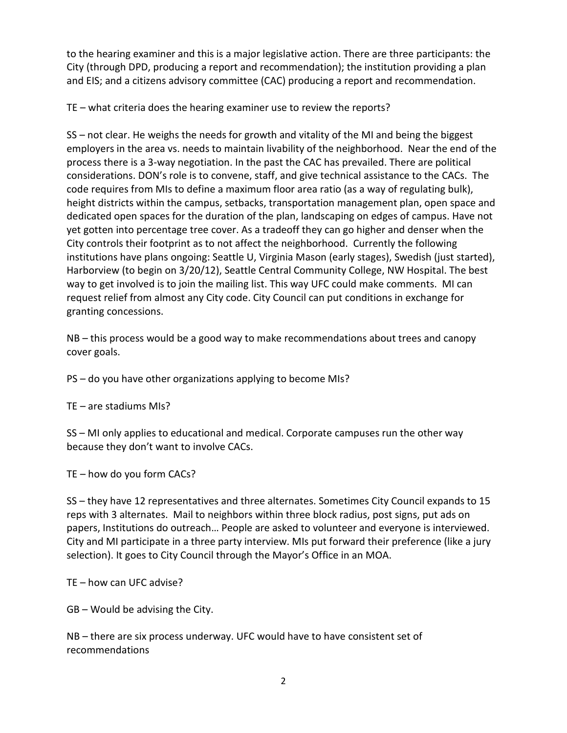to the hearing examiner and this is a major legislative action. There are three participants: the City (through DPD, producing a report and recommendation); the institution providing a plan and EIS; and a citizens advisory committee (CAC) producing a report and recommendation.

TE – what criteria does the hearing examiner use to review the reports?

SS – not clear. He weighs the needs for growth and vitality of the MI and being the biggest employers in the area vs. needs to maintain livability of the neighborhood. Near the end of the process there is a 3-way negotiation. In the past the CAC has prevailed. There are political considerations. DON's role is to convene, staff, and give technical assistance to the CACs. The code requires from MIs to define a maximum floor area ratio (as a way of regulating bulk), height districts within the campus, setbacks, transportation management plan, open space and dedicated open spaces for the duration of the plan, landscaping on edges of campus. Have not yet gotten into percentage tree cover. As a tradeoff they can go higher and denser when the City controls their footprint as to not affect the neighborhood. Currently the following institutions have plans ongoing: Seattle U, Virginia Mason (early stages), Swedish (just started), Harborview (to begin on 3/20/12), Seattle Central Community College, NW Hospital. The best way to get involved is to join the mailing list. This way UFC could make comments. MI can request relief from almost any City code. City Council can put conditions in exchange for granting concessions.

NB – this process would be a good way to make recommendations about trees and canopy cover goals.

PS – do you have other organizations applying to become MIs?

TE – are stadiums MIs?

SS – MI only applies to educational and medical. Corporate campuses run the other way because they don't want to involve CACs.

TE – how do you form CACs?

SS – they have 12 representatives and three alternates. Sometimes City Council expands to 15 reps with 3 alternates. Mail to neighbors within three block radius, post signs, put ads on papers, Institutions do outreach… People are asked to volunteer and everyone is interviewed. City and MI participate in a three party interview. MIs put forward their preference (like a jury selection). It goes to City Council through the Mayor's Office in an MOA.

TE – how can UFC advise?

GB – Would be advising the City.

NB – there are six process underway. UFC would have to have consistent set of recommendations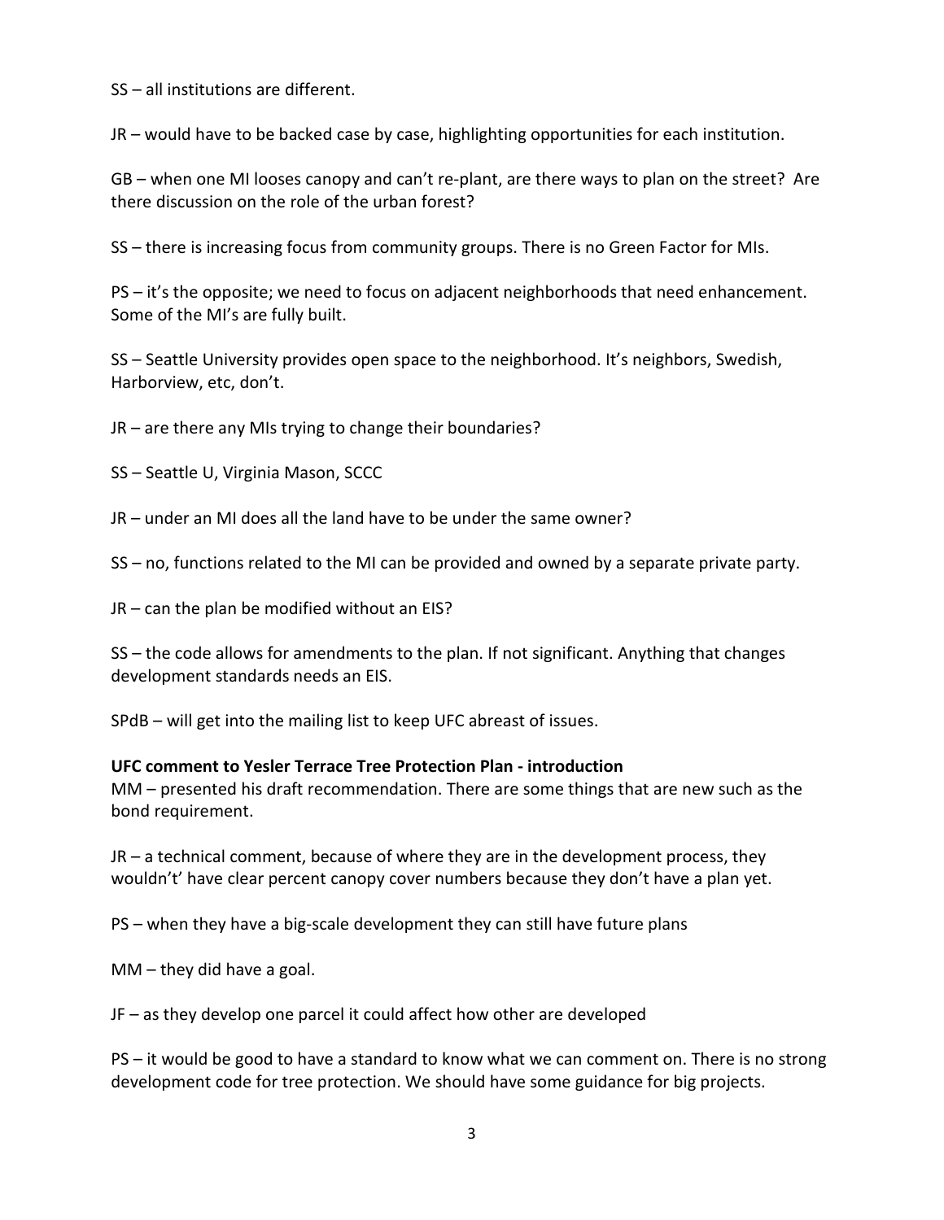SS – all institutions are different.

JR – would have to be backed case by case, highlighting opportunities for each institution.

GB – when one MI looses canopy and can't re-plant, are there ways to plan on the street? Are there discussion on the role of the urban forest?

SS – there is increasing focus from community groups. There is no Green Factor for MIs.

PS – it's the opposite; we need to focus on adjacent neighborhoods that need enhancement. Some of the MI's are fully built.

SS – Seattle University provides open space to the neighborhood. It's neighbors, Swedish, Harborview, etc, don't.

JR – are there any MIs trying to change their boundaries?

SS – Seattle U, Virginia Mason, SCCC

JR – under an MI does all the land have to be under the same owner?

SS – no, functions related to the MI can be provided and owned by a separate private party.

JR – can the plan be modified without an EIS?

SS – the code allows for amendments to the plan. If not significant. Anything that changes development standards needs an EIS.

SPdB – will get into the mailing list to keep UFC abreast of issues.

**UFC comment to Yesler Terrace Tree Protection Plan - introduction**

MM – presented his draft recommendation. There are some things that are new such as the bond requirement.

JR – a technical comment, because of where they are in the development process, they wouldn't' have clear percent canopy cover numbers because they don't have a plan yet.

PS – when they have a big-scale development they can still have future plans

MM – they did have a goal.

JF – as they develop one parcel it could affect how other are developed

PS – it would be good to have a standard to know what we can comment on. There is no strong development code for tree protection. We should have some guidance for big projects.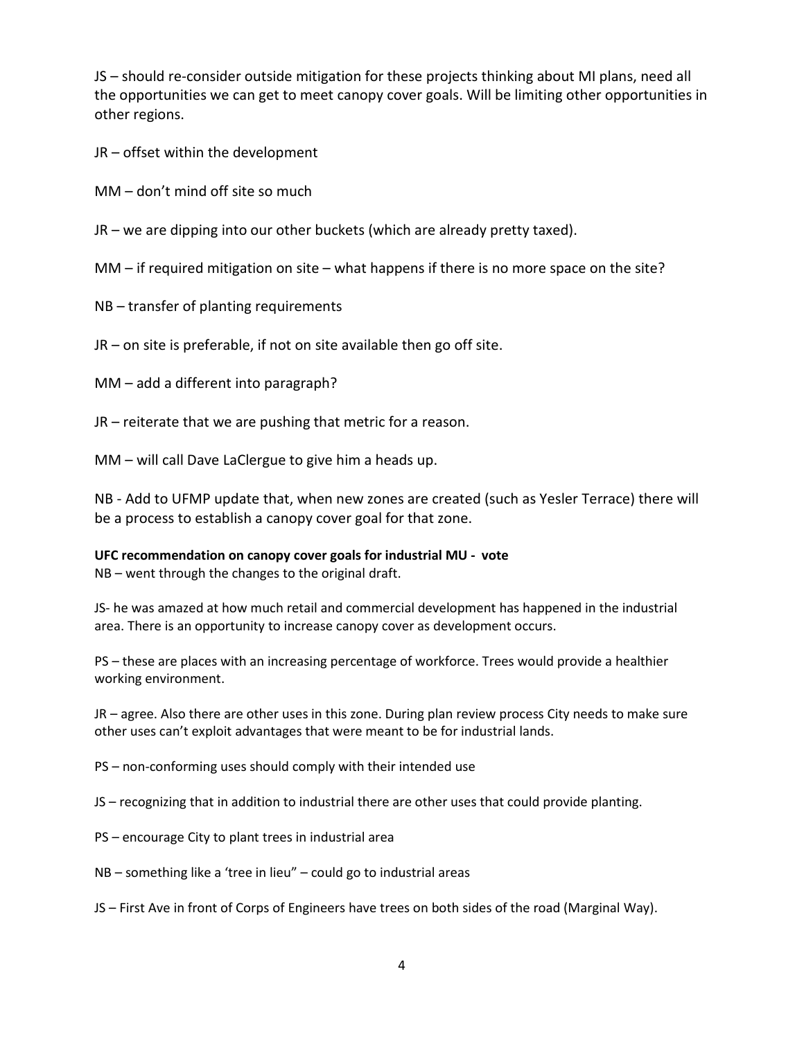JS – should re-consider outside mitigation for these projects thinking about MI plans, need all the opportunities we can get to meet canopy cover goals. Will be limiting other opportunities in other regions.

JR – offset within the development

MM – don't mind off site so much

JR – we are dipping into our other buckets (which are already pretty taxed).

MM – if required mitigation on site – what happens if there is no more space on the site?

NB – transfer of planting requirements

JR – on site is preferable, if not on site available then go off site.

MM – add a different into paragraph?

JR – reiterate that we are pushing that metric for a reason.

MM – will call Dave LaClergue to give him a heads up.

NB - Add to UFMP update that, when new zones are created (such as Yesler Terrace) there will be a process to establish a canopy cover goal for that zone.

**UFC recommendation on canopy cover goals for industrial MU - vote**

NB – went through the changes to the original draft.

JS- he was amazed at how much retail and commercial development has happened in the industrial area. There is an opportunity to increase canopy cover as development occurs.

PS – these are places with an increasing percentage of workforce. Trees would provide a healthier working environment.

JR – agree. Also there are other uses in this zone. During plan review process City needs to make sure other uses can't exploit advantages that were meant to be for industrial lands.

PS – non-conforming uses should comply with their intended use

JS – recognizing that in addition to industrial there are other uses that could provide planting.

PS – encourage City to plant trees in industrial area

NB – something like a 'tree in lieu" – could go to industrial areas

JS – First Ave in front of Corps of Engineers have trees on both sides of the road (Marginal Way).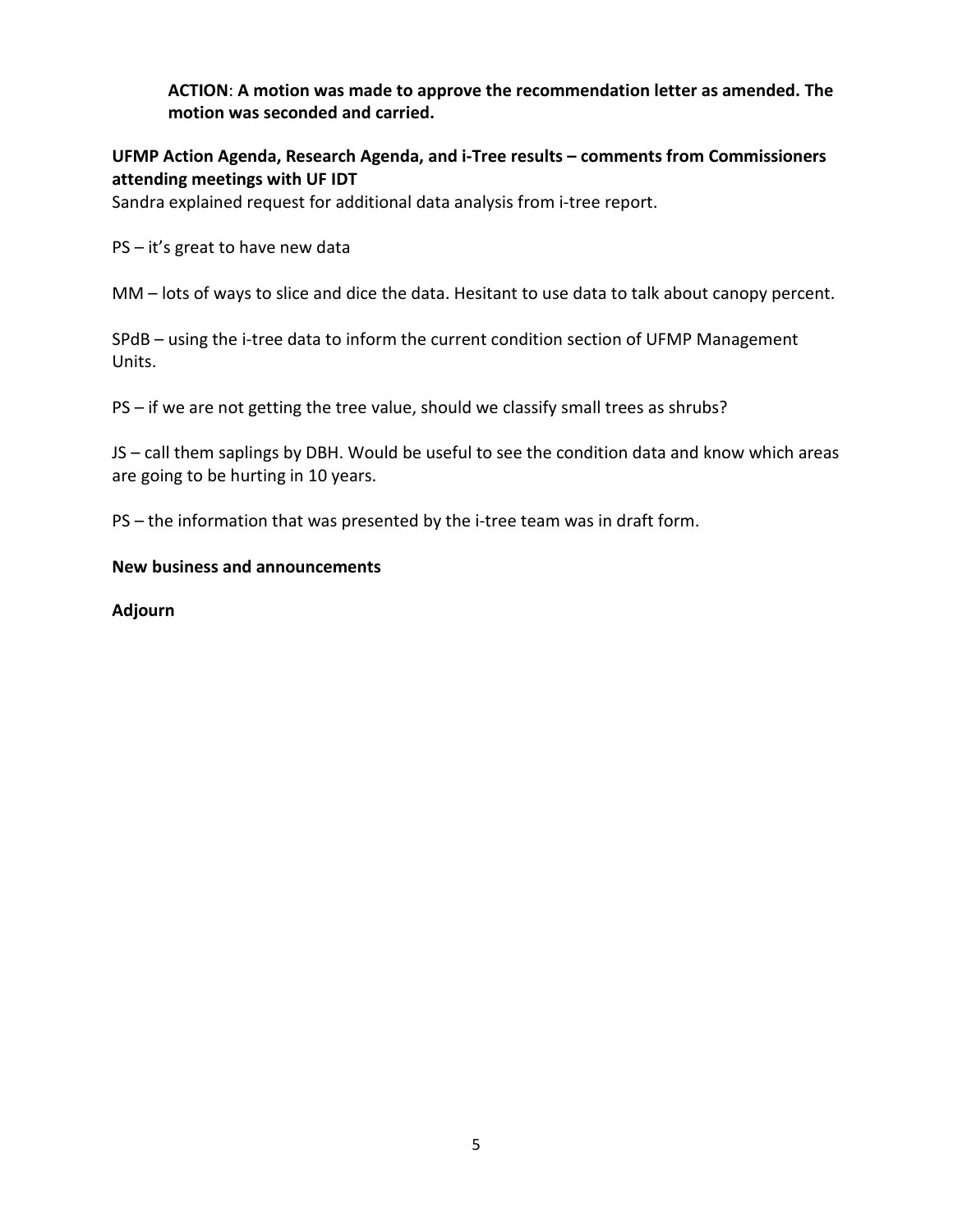**ACTION**: **A motion was made to approve the recommendation letter as amended. The motion was seconded and carried.**

**UFMP Action Agenda, Research Agenda, and i-Tree results – comments from Commissioners attending meetings with UF IDT**

Sandra explained request for additional data analysis from i-tree report.

PS – it's great to have new data

MM – lots of ways to slice and dice the data. Hesitant to use data to talk about canopy percent.

SPdB – using the i-tree data to inform the current condition section of UFMP Management Units.

PS – if we are not getting the tree value, should we classify small trees as shrubs?

JS – call them saplings by DBH. Would be useful to see the condition data and know which areas are going to be hurting in 10 years.

PS – the information that was presented by the i-tree team was in draft form.

**New business and announcements**

**Adjourn**